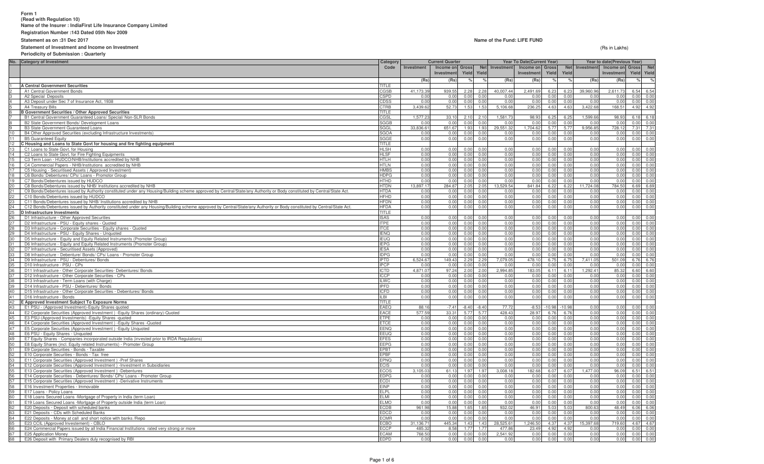**Form 1**
**(Read with Regulation 10)**
**Name of the Insurer : IndiaFirst Life Insurance Company Limited**
**Registration Number :143 Dated 05th Nov 2009**
**Statement as on :31 Dec 2017**
**Statement of Investment and Income on Investment**
**Periodicity of Submission : Quarterly**

**Name of the Fund: LIFE FUND**

(Rs in Lakhs)

| No. | Category of Investment | Category Code | Current Quarter | | | | Year To Date(Current Year) | | | | Year to date(Previous Year) | | | |
|---|---|---|---|---|---|---|---|---|---|---|---|---|---|---|
| | | | Investment | Income on Investment | Gross Yield | Net Yield | Investment | Income on Investment | Gross Yield | Net Yield | Investment | Income on Investment | Gross Yield | Net Yield |
| | | | (Rs) | (Rs) | % | % | (Rs) | (Rs) | % | % | (Rs) | (Rs) | % | % |
| 1 | **A Central Government Securities** | TITLE | | | | | | | | | | | | |
| 2 | A1 Central Government Bonds | CGSB | 41,173.39 | 939.55 | 2.28 | 2.28 | 40,007.44 | 2,491.69 | 6.23 | 6.23 | 39,960.96 | 2,611.73 | 6.54 | 6.54 |
| 3 | A2 Special Deposits | CSPD | 0.00 | 0.00 | 0.00 | 0.00 | 0.00 | 0.00 | 0.00 | 0.00 | 0.00 | 0.00 | 0.00 | 0.00 |
| 4 | A3 Deposit under Sec 7 of Insurance Act, 1938 | CDSS | 0.00 | 0.00 | 0.00 | 0.00 | 0.00 | 0.00 | 0.00 | 0.00 | 0.00 | 0.00 | 0.00 | 0.00 |
| 5 | A4 Treasury Bills | CTRB | 3,439.62 | 52.73 | 1.53 | 1.53 | 5,106.66 | 236.25 | 4.63 | 4.63 | 3,422.68 | 168.51 | 4.92 | 4.92 |
| 6 | **B Government Securities / Other Approved Securities** | TITLE | | | | | | | | | | | | |
| 7 | B1 Central Government Guaranteed Loans/ Special/ Non-SLR Bonds | CGSL | 1,577.23 | 33.10 | 2.10 | 2.10 | 1,581.73 | 98.93 | 6.25 | 6.25 | 1,599.66 | 98.93 | 6.18 | 6.18 |
| 8 | B2 State Government Bonds/ Development Loans | SGGB | 0.00 | 0.00 | 0.00 | 0.00 | 0.00 | 0.00 | 0.00 | 0.00 | 0.00 | 0.00 | 0.00 | 0.00 |
| 9 | B3 State Government Guaranteed Loans | SGGL | 33,836.61 | 651.67 | 1.93 | 1.93 | 29,551.32 | 1,704.62 | 5.77 | 5.77 | 9,956.85 | 728.12 | 7.31 | 7.31 |
| 10 | B4 Other Approved Securities (excluding Infrastructure Investments) | SGOA | 0.00 | 0.00 | 0.00 | 0.00 | 0.00 | 0.00 | 0.00 | 0.00 | 0.00 | 0.00 | 0.00 | 0.00 |
| 11 | B5 Guaranteed Equity | SGGE | 0.00 | 0.00 | 0.00 | 0.00 | 0.00 | 0.00 | 0.00 | 0.00 | 0.00 | 0.00 | 0.00 | 0.00 |
| 12 | **C Housing and Loans to State Govt for housing and fire fighting equipment** | TITLE | | | | | | | | | | | | |
| 13 | C1 Loans to State Govt. for Housing | HLSH | 0.00 | 0.00 | 0.00 | 0.00 | 0.00 | 0.00 | 0.00 | 0.00 | 0.00 | 0.00 | 0.00 | 0.00 |
| 14 | C2 Loans to State Govt. for Fire Fighting Equipments | HLSF | 0.00 | 0.00 | 0.00 | 0.00 | 0.00 | 0.00 | 0.00 | 0.00 | 0.00 | 0.00 | 0.00 | 0.00 |
| 15 | C3 Term Loan - HUDCO/NHB/Institutions accredited by NHB | HTLH | 0.00 | 0.00 | 0.00 | 0.00 | 0.00 | 0.00 | 0.00 | 0.00 | 0.00 | 0.00 | 0.00 | 0.00 |
| 16 | C4 Commercial Papers - NHB/Institutions accredited by NHB | HTLN | 0.00 | 0.00 | 0.00 | 0.00 | 0.00 | 0.00 | 0.00 | 0.00 | 0.00 | 0.00 | 0.00 | 0.00 |
| 17 | C5 Housing - Securitised Assets ( Approved Investment) | HMBS | 0.00 | 0.00 | 0.00 | 0.00 | 0.00 | 0.00 | 0.00 | 0.00 | 0.00 | 0.00 | 0.00 | 0.00 |
| 18 | C6 Bonds/ Debentures/ CPs/ Loans - Promotor Group | HDPG | 0.00 | 0.00 | 0.00 | 0.00 | 0.00 | 0.00 | 0.00 | 0.00 | 0.00 | 0.00 | 0.00 | 0.00 |
| 19 | C7 Bonds/Debentures issued by HUDCO | HTHD | 0.00 | 0.00 | 0.00 | 0.00 | 0.00 | 0.00 | 0.00 | 0.00 | 0.00 | 0.00 | 0.00 | 0.00 |
| 20 | C8 Bonds/Debentures issued by NHB/ Institutions accredited by NHB | HTDN | 13,897.17 | 284.87 | 2.05 | 2.05 | 13,529.54 | 841.84 | 6.22 | 6.22 | 11,724.08 | 784.50 | 6.69 | 6.69 |
| 21 | C9 Bonds/Debentures issued by Authority constituted under any Housing/Building scheme approved by Central/State/any Authority or Body constituted by Central/State Act. | HTDA | 0.00 | 0.00 | 0.00 | 0.00 | 0.00 | 0.00 | 0.00 | 0.00 | 0.00 | 0.00 | 0.00 | 0.00 |
| 22 | C10 Bonds/Debentures issued by HUDCO | HFHD | 0.00 | 0.00 | 0.00 | 0.00 | 0.00 | 0.00 | 0.00 | 0.00 | 0.00 | 0.00 | 0.00 | 0.00 |
| 23 | C11 Bonds/Debentures issued by NHB/ Institutions accredited by NHB | HFDN | 0.00 | 0.00 | 0.00 | 0.00 | 0.00 | 0.00 | 0.00 | 0.00 | 0.00 | 0.00 | 0.00 | 0.00 |
| 24 | C12 Bonds/Debentures issued by Authority constituted under any Housing/Building scheme approved by Central/State/any Authority or Body constituted by Central/State Act. | HFDA | 0.00 | 0.00 | 0.00 | 0.00 | 0.00 | 0.00 | 0.00 | 0.00 | 0.00 | 0.00 | 0.00 | 0.00 |
| 25 | **D Infrastructure Investments** | TITLE | | | | | | | | | | | | |
| 26 | D1 Infrastructure - Other Approved Securities | ISAS | 0.00 | 0.00 | 0.00 | 0.00 | 0.00 | 0.00 | 0.00 | 0.00 | 0.00 | 0.00 | 0.00 | 0.00 |
| 27 | D2 Infrastructure - PSU - Equity shares - Quoted | ITPE | 0.00 | 0.00 | 0.00 | 0.00 | 0.00 | 0.00 | 0.00 | 0.00 | 0.00 | 0.00 | 0.00 | 0.00 |
| 28 | D3 Infrastructure - Corporate Securities - Equity shares - Quoted | ITCE | 0.00 | 0.00 | 0.00 | 0.00 | 0.00 | 0.00 | 0.00 | 0.00 | 0.00 | 0.00 | 0.00 | 0.00 |
| 29 | D4 Infrastructure - PSU - Equity Shares - Unquoted | IENQ | 0.00 | 0.00 | 0.00 | 0.00 | 0.00 | 0.00 | 0.00 | 0.00 | 0.00 | 0.00 | 0.00 | 0.00 |
| 30 | D5 Infrastructure - Equity and Equity Related Instruments (Promoter Group) | IEUQ | 0.00 | 0.00 | 0.00 | 0.00 | 0.00 | 0.00 | 0.00 | 0.00 | 0.00 | 0.00 | 0.00 | 0.00 |
| 31 | D6 Infrastructure - Equity and Equity Related Instruments (Promoter Group) | IEPG | 0.00 | 0.00 | 0.00 | 0.00 | 0.00 | 0.00 | 0.00 | 0.00 | 0.00 | 0.00 | 0.00 | 0.00 |
| 32 | D7 Infrastructure - Securitised Assets (Approved) | IESA | 0.00 | 0.00 | 0.00 | 0.00 | 0.00 | 0.00 | 0.00 | 0.00 | 0.00 | 0.00 | 0.00 | 0.00 |
| 33 | D8 Infrastructure - Debenture/ Bonds/ CPs/ Loans - Promoter Group | IDPG | 0.00 | 0.00 | 0.00 | 0.00 | 0.00 | 0.00 | 0.00 | 0.00 | 0.00 | 0.00 | 0.00 | 0.00 |
| 34 | D9 Infrastructure - PSU - Debentures/ Bonds | IPTD | 6,524.67 | 149.43 | 2.29 | 2.29 | 7,079.05 | 478.10 | 6.75 | 6.75 | 7,411.05 | 501.09 | 6.76 | 6.76 |
| 35 | D10 Infrastructure - PSU - CPs | IPCP | 0.00 | 0.00 | 0.00 | 0.00 | 0.00 | 0.00 | 0.00 | 0.00 | 0.00 | 0.00 | 0.00 | 0.00 |
| 36 | D11 Infrastructure - Other Corporate Securities- Debentures/ Bonds | ICTD | 4,871.07 | 97.24 | 2.00 | 2.00 | 2,994.85 | 183.05 | 6.11 | 6.11 | 1,292.41 | 85.32 | 6.60 | 6.60 |
| 37 | D12 Infrastructure - Other Corporate Securities - CPs | ICCP | 0.00 | 0.00 | 0.00 | 0.00 | 0.00 | 0.00 | 0.00 | 0.00 | 0.00 | 0.00 | 0.00 | 0.00 |
| 38 | D13 Infrastructure - Term Loans (with Charge) | ILWC | 0.00 | 0.00 | 0.00 | 0.00 | 0.00 | 0.00 | 0.00 | 0.00 | 0.00 | 0.00 | 0.00 | 0.00 |
| 39 | D14 Infrastructure - PSU - Debentures/ Bonds | IPFD | 0.00 | 0.00 | 0.00 | 0.00 | 0.00 | 0.00 | 0.00 | 0.00 | 0.00 | 0.00 | 0.00 | 0.00 |
| 40 | D15 Infrastructure - Other Corporate Securities - Debentures/ Bonds | ICFD | 0.00 | 0.00 | 0.00 | 0.00 | 0.00 | 0.00 | 0.00 | 0.00 | 0.00 | 0.00 | 0.00 | 0.00 |
| 41 | D16 Infrastructure - Bonds | ILBI | 0.00 | 0.00 | 0.00 | 0.00 | 0.00 | 0.00 | 0.00 | 0.00 | 0.00 | 0.00 | 0.00 | 0.00 |
| 42 | **E Approved Investment Subject To Exposure Norms** | TITLE | | | | | | | | | | | | |
| 43 | E1 PSU - (Approved Investment)-Equity Shares quoted | EAEQ | 88.16 | -7.41 | -8.40 | -8.40 | 77.72 | -8.53 | -10.98 | -10.98 | 0.00 | 0.00 | 0.00 | 0.00 |
| 44 | E2 Corporate Securities (Approved Investment ) -Equity Shares (ordinary)-Quoted | EACE | 577.59 | 33.31 | 5.77 | 5.77 | 428.43 | 28.97 | 6.76 | 6.76 | 0.00 | 0.00 | 0.00 | 0.00 |
| 45 | E3 PSU-(Approved Investments) -Equity Shares -quoted | ETPE | 0.00 | 0.00 | 0.00 | 0.00 | 0.00 | 0.00 | 0.00 | 0.00 | 0.00 | 0.00 | 0.00 | 0.00 |
| 46 | E4 Corporate Securities (Approved Investment ) -Equity Shares -Quoted | ETCE | 0.00 | 0.00 | 0.00 | 0.00 | 0.00 | 0.00 | 0.00 | 0.00 | 0.00 | 0.00 | 0.00 | 0.00 |
| 47 | E5 Corporate Securities (Approved Investment ) -Equity Unquoted | EENQ | 0.00 | 0.00 | 0.00 | 0.00 | 0.00 | 0.00 | 0.00 | 0.00 | 0.00 | 0.00 | 0.00 | 0.00 |
| 48 | E6 PSU - Equity Shares - Unquoted | EEUQ | 0.00 | 0.00 | 0.00 | 0.00 | 0.00 | 0.00 | 0.00 | 0.00 | 0.00 | 0.00 | 0.00 | 0.00 |
| 49 | E7 Equity Shares - Companies incorporated outside India (invested prior to IRDA Regulations) | EFES | 0.00 | 0.00 | 0.00 | 0.00 | 0.00 | 0.00 | 0.00 | 0.00 | 0.00 | 0.00 | 0.00 | 0.00 |
| 50 | E8 Equity Shares (incl. Equity related Instruments) - Promoter Group | EEPG | 0.00 | 0.00 | 0.00 | 0.00 | 0.00 | 0.00 | 0.00 | 0.00 | 0.00 | 0.00 | 0.00 | 0.00 |
| 51 | E9 Corporate Securities - Bonds - Taxable | EPBT | 0.00 | 0.00 | 0.00 | 0.00 | 0.00 | 0.00 | 0.00 | 0.00 | 0.00 | 0.00 | 0.00 | 0.00 |
| 52 | E10 Corporate Securities - Bonds - Tax free | EPBF | 0.00 | 0.00 | 0.00 | 0.00 | 0.00 | 0.00 | 0.00 | 0.00 | 0.00 | 0.00 | 0.00 | 0.00 |
| 53 | E11 Corporate Securities (Approved Investment ) -Pref Shares | EPNQ | 0.00 | 0.00 | 0.00 | 0.00 | 0.00 | 0.00 | 0.00 | 0.00 | 0.00 | 0.00 | 0.00 | 0.00 |
| 54 | E12 Corporate Securities (Approved Investment ) -Investment in Subsidiaries | ECIS | 0.00 | 0.00 | 0.00 | 0.00 | 0.00 | 0.00 | 0.00 | 0.00 | 0.00 | 0.00 | 0.00 | 0.00 |
| 55 | E13 Corporate Securities (Approved Investment ) -Debentures | ECOS | 3,105.03 | 61.13 | 1.97 | 1.97 | 3,008.18 | 182.68 | 6.07 | 6.07 | 1,477.00 | 96.09 | 6.51 | 6.51 |
| 56 | E14 Corporate Securities - Debentures/ Bonds/ CPs/ Loans - Promoter Group | EDPG | 0.00 | 0.00 | 0.00 | 0.00 | 0.00 | 0.00 | 0.00 | 0.00 | 0.00 | 0.00 | 0.00 | 0.00 |
| 57 | E15 Corporate Securities (Approved Investment ) -Derivative Instruments | ECDI | 0.00 | 0.00 | 0.00 | 0.00 | 0.00 | 0.00 | 0.00 | 0.00 | 0.00 | 0.00 | 0.00 | 0.00 |
| 58 | E16 Investment Properties - Immovable | EINP | 0.00 | 0.00 | 0.00 | 0.00 | 0.00 | 0.00 | 0.00 | 0.00 | 0.00 | 0.00 | 0.00 | 0.00 |
| 59 | E17 Loans - Policy Loans | ELPL | 0.00 | 0.00 | 0.00 | 0.00 | 0.00 | 0.00 | 0.00 | 0.00 | 0.00 | 0.00 | 0.00 | 0.00 |
| 60 | E18 Loans Secured Loans -Mortgage of Property in India (term Loan) | ELMI | 0.00 | 0.00 | 0.00 | 0.00 | 0.00 | 0.00 | 0.00 | 0.00 | 0.00 | 0.00 | 0.00 | 0.00 |
| 61 | E19 Loans Secured Loans -Mortgage of Property outside India (term Loan) | ELMO | 0.00 | 0.00 | 0.00 | 0.00 | 0.00 | 0.00 | 0.00 | 0.00 | 0.00 | 0.00 | 0.00 | 0.00 |
| 62 | E20 Deposits - Deposit with scheduled banks | ECDB | 961.98 | 15.88 | 1.65 | 1.65 | 932.02 | 46.91 | 5.03 | 5.03 | 800.63 | 48.49 | 6.06 | 6.06 |
| 63 | E21 Deposits - CDs with Scheduled Banks | EDCD | 0.00 | 0.00 | 0.00 | 0.00 | 0.00 | 0.00 | 0.00 | 0.00 | 0.00 | 0.00 | 0.00 | 0.00 |
| 64 | E22 Deposits - Money at call and short notice with banks /Repo | ECMR | 0.00 | 0.00 | 0.00 | 0.00 | 0.00 | 0.00 | 0.00 | 0.00 | 0.00 | 0.00 | 0.00 | 0.00 |
| 65 | E23 CCIL (Approved Investement) - CBLO | ECBO | 31,136.71 | 445.34 | 1.43 | 1.43 | 28,525.61 | 1,246.50 | 4.37 | 4.37 | 15,397.68 | 719.60 | 4.67 | 4.67 |
| 66 | E24 Commercial Papers issued by all India Financial Institutions rated very strong or more | ECCP | 485.32 | 8.58 | 1.77 | 1.77 | 477.86 | 23.49 | 4.92 | 4.92 | 0.00 | 0.00 | 0.00 | 0.00 |
| 67 | E25 Application Money | ECAM | 768.50 | 0.00 | 0.00 | 0.00 | 2,541.92 | 0.00 | 0.00 | 0.00 | 0.00 | 0.00 | 0.00 | 0.00 |
| 68 | E26 Deposit with Primary Dealers duly recognised by RBI | EDPD | 0.00 | 0.00 | 0.00 | 0.00 | 0.00 | 0.00 | 0.00 | 0.00 | 0.00 | 0.00 | 0.00 | 0.00 |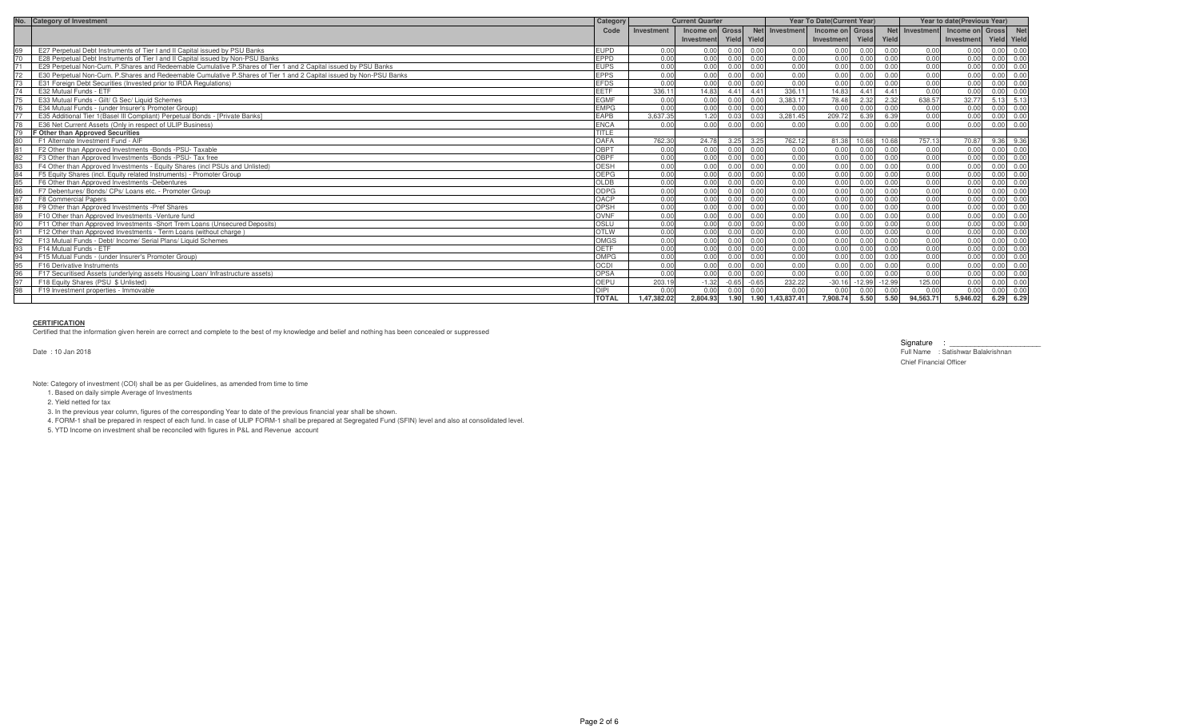| No. | Category of Investment | Category Code | Current Quarter | | | | Year To Date(Current Year) | | | | Year to date(Previous Year) | | | |
|---|---|---|---|---|---|---|---|---|---|---|---|---|---|---|
| | | | Investment | Income on Investment | Gross Yield | Net Yield | Investment | Income on Investment | Gross Yield | Net Yield | Investment | Income on Investment | Gross Yield | Net Yield |
| 69 | E27 Perpetual Debt Instruments of Tier I and II Capital issued by PSU Banks | EUPD | 0.00 | 0.00 | 0.00 | 0.00 | 0.00 | 0.00 | 0.00 | 0.00 | 0.00 | 0.00 | 0.00 | 0.00 |
| 70 | E28 Perpetual Debt Instruments of Tier I and II Capital issued by Non-PSU Banks | EPPD | 0.00 | 0.00 | 0.00 | 0.00 | 0.00 | 0.00 | 0.00 | 0.00 | 0.00 | 0.00 | 0.00 | 0.00 |
| 71 | E29 Perpetual Non-Cum. P.Shares and Redeemable Cumulative P.Shares of Tier 1 and 2 Capital issued by PSU Banks | EUPS | 0.00 | 0.00 | 0.00 | 0.00 | 0.00 | 0.00 | 0.00 | 0.00 | 0.00 | 0.00 | 0.00 | 0.00 |
| 72 | E30 Perpetual Non-Cum. P.Shares and Redeemable Cumulative P.Shares of Tier 1 and 2 Capital issued by Non-PSU Banks | EPPS | 0.00 | 0.00 | 0.00 | 0.00 | 0.00 | 0.00 | 0.00 | 0.00 | 0.00 | 0.00 | 0.00 | 0.00 |
| 73 | E31 Foreign Debt Securities (Invested prior to IRDA Regulations) | EFDS | 0.00 | 0.00 | 0.00 | 0.00 | 0.00 | 0.00 | 0.00 | 0.00 | 0.00 | 0.00 | 0.00 | 0.00 |
| 74 | E32 Mutual Funds - ETF | EETF | 336.11 | 14.83 | 4.41 | 4.41 | 336.11 | 14.83 | 4.41 | 4.41 | 0.00 | 0.00 | 0.00 | 0.00 |
| 75 | E33 Mutual Funds - Gilt/ G Sec/ Liquid Schemes | EGMF | 0.00 | 0.00 | 0.00 | 0.00 | 3,383.17 | 78.48 | 2.32 | 2.32 | 638.57 | 32.77 | 5.13 | 5.13 |
| 76 | E34 Mutual Funds - (under Insurer's Promoter Group) | EMPG | 0.00 | 0.00 | 0.00 | 0.00 | 0.00 | 0.00 | 0.00 | 0.00 | 0.00 | 0.00 | 0.00 | 0.00 |
| 77 | E35 Additional Tier 1(Basel III Compliant) Perpetual Bonds - [Private Banks] | EAPB | 3,637.35 | 1.20 | 0.03 | 0.03 | 3,281.45 | 209.72 | 6.39 | 6.39 | 0.00 | 0.00 | 0.00 | 0.00 |
| 78 | E36 Net Current Assets (Only in respect of ULIP Business) | ENCA | 0.00 | 0.00 | 0.00 | 0.00 | 0.00 | 0.00 | 0.00 | 0.00 | 0.00 | 0.00 | 0.00 | 0.00 |
| 79 | F Other than Approved Securities | TITLE | | | | | | | | | | | | |
| 80 | F1 Alternate Investment Fund - AIF | OAFA | 762.30 | 24.78 | 3.25 | 3.25 | 762.12 | 81.38 | 10.68 | 10.68 | 757.13 | 70.87 | 9.36 | 9.36 |
| 81 | F2 Other than Approved Investments -Bonds -PSU- Taxable | OBPT | 0.00 | 0.00 | 0.00 | 0.00 | 0.00 | 0.00 | 0.00 | 0.00 | 0.00 | 0.00 | 0.00 | 0.00 |
| 82 | F3 Other than Approved Investments -Bonds -PSU- Tax free | OBPF | 0.00 | 0.00 | 0.00 | 0.00 | 0.00 | 0.00 | 0.00 | 0.00 | 0.00 | 0.00 | 0.00 | 0.00 |
| 83 | F4 Other than Approved Investments - Equity Shares (incl PSUs and Unlisted) | OESH | 0.00 | 0.00 | 0.00 | 0.00 | 0.00 | 0.00 | 0.00 | 0.00 | 0.00 | 0.00 | 0.00 | 0.00 |
| 84 | F5 Equity Shares (incl. Equity related Instruments) - Promoter Group | OEPG | 0.00 | 0.00 | 0.00 | 0.00 | 0.00 | 0.00 | 0.00 | 0.00 | 0.00 | 0.00 | 0.00 | 0.00 |
| 85 | F6 Other than Approved Investments -Debentures | OLDB | 0.00 | 0.00 | 0.00 | 0.00 | 0.00 | 0.00 | 0.00 | 0.00 | 0.00 | 0.00 | 0.00 | 0.00 |
| 86 | F7 Debentures/ Bonds/ CPs/ Loans etc. - Promoter Group | ODPG | 0.00 | 0.00 | 0.00 | 0.00 | 0.00 | 0.00 | 0.00 | 0.00 | 0.00 | 0.00 | 0.00 | 0.00 |
| 87 | F8 Commercial Papers | OACP | 0.00 | 0.00 | 0.00 | 0.00 | 0.00 | 0.00 | 0.00 | 0.00 | 0.00 | 0.00 | 0.00 | 0.00 |
| 88 | F9 Other than Approved Investments -Pref Shares | OPSH | 0.00 | 0.00 | 0.00 | 0.00 | 0.00 | 0.00 | 0.00 | 0.00 | 0.00 | 0.00 | 0.00 | 0.00 |
| 89 | F10 Other than Approved Investments -Venture fund | OVNF | 0.00 | 0.00 | 0.00 | 0.00 | 0.00 | 0.00 | 0.00 | 0.00 | 0.00 | 0.00 | 0.00 | 0.00 |
| 90 | F11 Other than Approved Investments -Short Trem Loans (Unsecured Deposits) | OSLU | 0.00 | 0.00 | 0.00 | 0.00 | 0.00 | 0.00 | 0.00 | 0.00 | 0.00 | 0.00 | 0.00 | 0.00 |
| 91 | F12 Other than Approved Investments - Term Loans (without charge ) | OTLW | 0.00 | 0.00 | 0.00 | 0.00 | 0.00 | 0.00 | 0.00 | 0.00 | 0.00 | 0.00 | 0.00 | 0.00 |
| 92 | F13 Mutual Funds - Debt/ Income/ Serial Plans/ Liquid Schemes | OMGS | 0.00 | 0.00 | 0.00 | 0.00 | 0.00 | 0.00 | 0.00 | 0.00 | 0.00 | 0.00 | 0.00 | 0.00 |
| 93 | F14 Mutual Funds - ETF | OETF | 0.00 | 0.00 | 0.00 | 0.00 | 0.00 | 0.00 | 0.00 | 0.00 | 0.00 | 0.00 | 0.00 | 0.00 |
| 94 | F15 Mutual Funds - (under Insurer's Promoter Group) | OMPG | 0.00 | 0.00 | 0.00 | 0.00 | 0.00 | 0.00 | 0.00 | 0.00 | 0.00 | 0.00 | 0.00 | 0.00 |
| 95 | F16 Derivative Instruments | OCDI | 0.00 | 0.00 | 0.00 | 0.00 | 0.00 | 0.00 | 0.00 | 0.00 | 0.00 | 0.00 | 0.00 | 0.00 |
| 96 | F17 Securitised Assets (underlying assets Housing Loan/ Infrastructure assets) | OPSA | 0.00 | 0.00 | 0.00 | 0.00 | 0.00 | 0.00 | 0.00 | 0.00 | 0.00 | 0.00 | 0.00 | 0.00 |
| 97 | F18 Equity Shares (PSU $ Unlisted) | OEPU | 203.19 | -1.32 | -0.65 | -0.65 | 232.22 | -30.16 | -12.99 | -12.99 | 125.00 | 0.00 | 0.00 | 0.00 |
| 98 | F19 Investment properties - Immovable | OIPI | 0.00 | 0.00 | 0.00 | 0.00 | 0.00 | 0.00 | 0.00 | 0.00 | 0.00 | 0.00 | 0.00 | 0.00 |
| | | TOTAL | 1,47,382.02 | 2,804.93 | 1.90 | 1.90 | 1,43,837.41 | 7,908.74 | 5.50 | 5.50 | 94,563.71 | 5,946.02 | 6.29 | 6.29 |

**CERTIFICATION**

Certified that the information given herein are correct and complete to the best of my knowledge and belief and nothing has been concealed or suppressed

Date : 10 Jan 2018

Signature : ______________________

Full Name : Satishwar Balakrishnan

Chief Financial Officer

Note: Category of investment (COI) shall be as per Guidelines, as amended from time to time

1. Based on daily simple Average of Investments
2. Yield netted for tax
3. In the previous year column, figures of the corresponding Year to date of the previous financial year shall be shown.
4. FORM-1 shall be prepared in respect of each fund. In case of ULIP FORM-1 shall be prepared at Segregated Fund (SFIN) level and also at consolidated level.
5. YTD Income on investment shall be reconciled with figures in P&L and Revenue account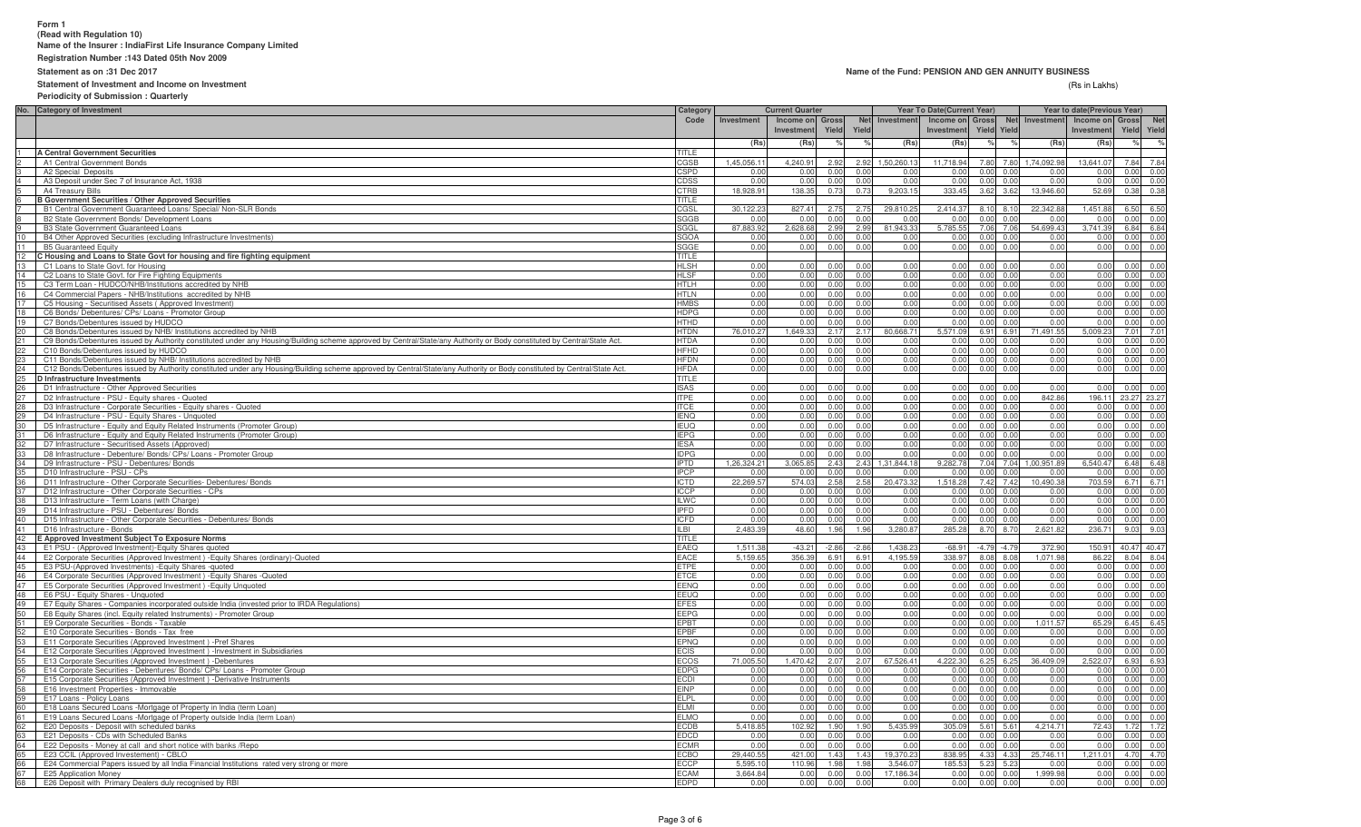**Form 1**
**(Read with Regulation 10)**
**Name of the Insurer : IndiaFirst Life Insurance Company Limited**
**Registration Number :143 Dated 05th Nov 2009**
**Statement as on :31 Dec 2017**
**Statement of Investment and Income on Investment**
**Periodicity of Submission : Quarterly**

**Name of the Fund: PENSION AND GEN ANNUITY BUSINESS**

(Rs in Lakhs)

| No. | Category of Investment | Category Code | Current Quarter | | | | Year To Date(Current Year) | | | | Year to date(Previous Year) | | | |
|---|---|---|---|---|---|---|---|---|---|---|---|---|---|---|
| | | | Investment | Income on Investment | Gross Yield | Net Yield | Investment | Income on Investment | Gross Yield | Net Yield | Investment | Income on Investment | Gross Yield | Net Yield |
| | | | (Rs) | (Rs) | % | % | (Rs) | (Rs) | % | % | (Rs) | (Rs) | % | % |
| 1 | **A Central Government Securities** | TITLE | | | | | | | | | | | | |
| 2 | A1 Central Government Bonds | CGSB | 1,45,056.11 | 4,240.91 | 2.92 | 2.92 | 1,50,260.13 | 11,718.94 | 7.80 | 7.80 | 1,74,092.98 | 13,641.07 | 7.84 | 7.84 |
| 3 | A2 Special Deposits | CSPD | 0.00 | 0.00 | 0.00 | 0.00 | 0.00 | 0.00 | 0.00 | 0.00 | 0.00 | 0.00 | 0.00 | 0.00 |
| 4 | A3 Deposit under Sec 7 of Insurance Act, 1938 | CDSS | 0.00 | 0.00 | 0.00 | 0.00 | 0.00 | 0.00 | 0.00 | 0.00 | 0.00 | 0.00 | 0.00 | 0.00 |
| 5 | A4 Treasury Bills | CTRB | 18,928.91 | 138.35 | 0.73 | 0.73 | 9,203.15 | 333.45 | 3.62 | 3.62 | 13,946.60 | 52.69 | 0.38 | 0.38 |
| 6 | **B Government Securities / Other Approved Securities** | TITLE | | | | | | | | | | | | |
| 7 | B1 Central Government Guaranteed Loans/ Special/ Non-SLR Bonds | CGSL | 30,122.23 | 827.41 | 2.75 | 2.75 | 29,810.25 | 2,414.37 | 8.10 | 8.10 | 22,342.88 | 1,451.88 | 6.50 | 6.50 |
| 8 | B2 State Government Bonds/ Development Loans | SGGB | 0.00 | 0.00 | 0.00 | 0.00 | 0.00 | 0.00 | 0.00 | 0.00 | 0.00 | 0.00 | 0.00 | 0.00 |
| 9 | B3 State Government Guaranteed Loans | SGGL | 87,883.92 | 2,628.68 | 2.99 | 2.99 | 81,943.33 | 5,785.55 | 7.06 | 7.06 | 54,699.43 | 3,741.39 | 6.84 | 6.84 |
| 10 | B4 Other Approved Securities (excluding Infrastructure Investments) | SGOA | 0.00 | 0.00 | 0.00 | 0.00 | 0.00 | 0.00 | 0.00 | 0.00 | 0.00 | 0.00 | 0.00 | 0.00 |
| 11 | B5 Guaranteed Equity | SGGE | 0.00 | 0.00 | 0.00 | 0.00 | 0.00 | 0.00 | 0.00 | 0.00 | 0.00 | 0.00 | 0.00 | 0.00 |
| 12 | **C Housing and Loans to State Govt for housing and fire fighting equipment** | TITLE | | | | | | | | | | | | |
| 13 | C1 Loans to State Govt. for Housing | HLSH | 0.00 | 0.00 | 0.00 | 0.00 | 0.00 | 0.00 | 0.00 | 0.00 | 0.00 | 0.00 | 0.00 | 0.00 |
| 14 | C2 Loans to State Govt. for Fire Fighting Equipments | HLSF | 0.00 | 0.00 | 0.00 | 0.00 | 0.00 | 0.00 | 0.00 | 0.00 | 0.00 | 0.00 | 0.00 | 0.00 |
| 15 | C3 Term Loan - HUDCO/NHB/Institutions accredited by NHB | HTLH | 0.00 | 0.00 | 0.00 | 0.00 | 0.00 | 0.00 | 0.00 | 0.00 | 0.00 | 0.00 | 0.00 | 0.00 |
| 16 | C4 Commercial Papers - NHB/Institutions accredited by NHB | HTLN | 0.00 | 0.00 | 0.00 | 0.00 | 0.00 | 0.00 | 0.00 | 0.00 | 0.00 | 0.00 | 0.00 | 0.00 |
| 17 | C5 Housing - Securitised Assets ( Approved Investment) | HMBS | 0.00 | 0.00 | 0.00 | 0.00 | 0.00 | 0.00 | 0.00 | 0.00 | 0.00 | 0.00 | 0.00 | 0.00 |
| 18 | C6 Bonds/ Debentures/ CPs/ Loans - Promotor Group | HDPG | 0.00 | 0.00 | 0.00 | 0.00 | 0.00 | 0.00 | 0.00 | 0.00 | 0.00 | 0.00 | 0.00 | 0.00 |
| 19 | C7 Bonds/Debentures issued by HUDCO | HTHD | 0.00 | 0.00 | 0.00 | 0.00 | 0.00 | 0.00 | 0.00 | 0.00 | 0.00 | 0.00 | 0.00 | 0.00 |
| 20 | C8 Bonds/Debentures issued by NHB/ Institutions accredited by NHB | HTDN | 76,010.27 | 1,649.33 | 2.17 | 2.17 | 80,668.71 | 5,571.09 | 6.91 | 6.91 | 71,491.55 | 5,009.23 | 7.01 | 7.01 |
| 21 | C9 Bonds/Debentures issued by Authority constituted under any Housing/Building scheme approved by Central/State/any Authority or Body constituted by Central/State Act. | HTDA | 0.00 | 0.00 | 0.00 | 0.00 | 0.00 | 0.00 | 0.00 | 0.00 | 0.00 | 0.00 | 0.00 | 0.00 |
| 22 | C10 Bonds/Debentures issued by HUDCO | HFHD | 0.00 | 0.00 | 0.00 | 0.00 | 0.00 | 0.00 | 0.00 | 0.00 | 0.00 | 0.00 | 0.00 | 0.00 |
| 23 | C11 Bonds/Debentures issued by NHB/ Institutions accredited by NHB | HFDN | 0.00 | 0.00 | 0.00 | 0.00 | 0.00 | 0.00 | 0.00 | 0.00 | 0.00 | 0.00 | 0.00 | 0.00 |
| 24 | C12 Bonds/Debentures issued by Authority constituted under any Housing/Building scheme approved by Central/State/any Authority or Body constituted by Central/State Act. | HFDA | 0.00 | 0.00 | 0.00 | 0.00 | 0.00 | 0.00 | 0.00 | 0.00 | 0.00 | 0.00 | 0.00 | 0.00 |
| 25 | **D Infrastructure Investments** | TITLE | | | | | | | | | | | | |
| 26 | D1 Infrastructure - Other Approved Securities | ISAS | 0.00 | 0.00 | 0.00 | 0.00 | 0.00 | 0.00 | 0.00 | 0.00 | 0.00 | 0.00 | 0.00 | 0.00 |
| 27 | D2 Infrastructure - PSU - Equity shares - Quoted | ITPE | 0.00 | 0.00 | 0.00 | 0.00 | 0.00 | 0.00 | 0.00 | 0.00 | 842.86 | 196.11 | 23.27 | 23.27 |
| 28 | D3 Infrastructure - Corporate Securities - Equity shares - Quoted | ITCE | 0.00 | 0.00 | 0.00 | 0.00 | 0.00 | 0.00 | 0.00 | 0.00 | 0.00 | 0.00 | 0.00 | 0.00 |
| 29 | D4 Infrastructure - PSU - Equity Shares - Unquoted | IENQ | 0.00 | 0.00 | 0.00 | 0.00 | 0.00 | 0.00 | 0.00 | 0.00 | 0.00 | 0.00 | 0.00 | 0.00 |
| 30 | D5 Infrastructure - Equity and Equity Related Instruments (Promoter Group) | IEUQ | 0.00 | 0.00 | 0.00 | 0.00 | 0.00 | 0.00 | 0.00 | 0.00 | 0.00 | 0.00 | 0.00 | 0.00 |
| 31 | D6 Infrastructure - Equity and Equity Related Instruments (Promoter Group) | IEPG | 0.00 | 0.00 | 0.00 | 0.00 | 0.00 | 0.00 | 0.00 | 0.00 | 0.00 | 0.00 | 0.00 | 0.00 |
| 32 | D7 Infrastructure - Securitised Assets (Approved) | IESA | 0.00 | 0.00 | 0.00 | 0.00 | 0.00 | 0.00 | 0.00 | 0.00 | 0.00 | 0.00 | 0.00 | 0.00 |
| 33 | D8 Infrastructure - Debenture/ Bonds/ CPs/ Loans - Promoter Group | IDPG | 0.00 | 0.00 | 0.00 | 0.00 | 0.00 | 0.00 | 0.00 | 0.00 | 0.00 | 0.00 | 0.00 | 0.00 |
| 34 | D9 Infrastructure - PSU - Debentures/ Bonds | IPTD | 1,26,324.21 | 3,065.85 | 2.43 | 2.43 | 1,31,844.18 | 9,282.78 | 7.04 | 7.04 | 1,00,951.89 | 6,540.47 | 6.48 | 6.48 |
| 35 | D10 Infrastructure - PSU - CPs | IPCP | 0.00 | 0.00 | 0.00 | 0.00 | 0.00 | 0.00 | 0.00 | 0.00 | 0.00 | 0.00 | 0.00 | 0.00 |
| 36 | D11 Infrastructure - Other Corporate Securities- Debentures/ Bonds | ICTD | 22,269.57 | 574.03 | 2.58 | 2.58 | 20,473.32 | 1,518.28 | 7.42 | 7.42 | 10,490.38 | 703.59 | 6.71 | 6.71 |
| 37 | D12 Infrastructure - Other Corporate Securities - CPs | ICCP | 0.00 | 0.00 | 0.00 | 0.00 | 0.00 | 0.00 | 0.00 | 0.00 | 0.00 | 0.00 | 0.00 | 0.00 |
| 38 | D13 Infrastructure - Term Loans (with Charge) | ILWC | 0.00 | 0.00 | 0.00 | 0.00 | 0.00 | 0.00 | 0.00 | 0.00 | 0.00 | 0.00 | 0.00 | 0.00 |
| 39 | D14 Infrastructure - PSU - Debentures/ Bonds | IPFD | 0.00 | 0.00 | 0.00 | 0.00 | 0.00 | 0.00 | 0.00 | 0.00 | 0.00 | 0.00 | 0.00 | 0.00 |
| 40 | D15 Infrastructure - Other Corporate Securities - Debentures/ Bonds | ICFD | 0.00 | 0.00 | 0.00 | 0.00 | 0.00 | 0.00 | 0.00 | 0.00 | 0.00 | 0.00 | 0.00 | 0.00 |
| 41 | D16 Infrastructure - Bonds | ILBI | 2,483.39 | 48.60 | 1.96 | 1.96 | 3,280.87 | 285.28 | 8.70 | 8.70 | 2,621.82 | 236.71 | 9.03 | 9.03 |
| 42 | **E Approved Investment Subject To Exposure Norms** | TITLE | | | | | | | | | | | | |
| 43 | E1 PSU - (Approved Investment)-Equity Shares quoted | EAEQ | 1,511.38 | -43.21 | -2.86 | -2.86 | 1,438.23 | -68.91 | -4.79 | -4.79 | 372.90 | 150.91 | 40.47 | 40.47 |
| 44 | E2 Corporate Securities (Approved Investment ) -Equity Shares (ordinary)-Quoted | EACE | 5,159.65 | 356.39 | 6.91 | 6.91 | 4,195.59 | 338.97 | 8.08 | 8.08 | 1,071.98 | 86.22 | 8.04 | 8.04 |
| 45 | E3 PSU-(Approved Investments) -Equity Shares -quoted | ETPE | 0.00 | 0.00 | 0.00 | 0.00 | 0.00 | 0.00 | 0.00 | 0.00 | 0.00 | 0.00 | 0.00 | 0.00 |
| 46 | E4 Corporate Securities (Approved Investment ) -Equity Shares -Quoted | ETCE | 0.00 | 0.00 | 0.00 | 0.00 | 0.00 | 0.00 | 0.00 | 0.00 | 0.00 | 0.00 | 0.00 | 0.00 |
| 47 | E5 Corporate Securities (Approved Investment ) -Equity Unquoted | EENQ | 0.00 | 0.00 | 0.00 | 0.00 | 0.00 | 0.00 | 0.00 | 0.00 | 0.00 | 0.00 | 0.00 | 0.00 |
| 48 | E6 PSU - Equity Shares - Unquoted | EEUQ | 0.00 | 0.00 | 0.00 | 0.00 | 0.00 | 0.00 | 0.00 | 0.00 | 0.00 | 0.00 | 0.00 | 0.00 |
| 49 | E7 Equity Shares - Companies incorporated outside India (invested prior to IRDA Regulations) | EFES | 0.00 | 0.00 | 0.00 | 0.00 | 0.00 | 0.00 | 0.00 | 0.00 | 0.00 | 0.00 | 0.00 | 0.00 |
| 50 | E8 Equity Shares (incl. Equity related Instruments) - Promoter Group | EEPG | 0.00 | 0.00 | 0.00 | 0.00 | 0.00 | 0.00 | 0.00 | 0.00 | 0.00 | 0.00 | 0.00 | 0.00 |
| 51 | E9 Corporate Securities - Bonds - Taxable | EPBT | 0.00 | 0.00 | 0.00 | 0.00 | 0.00 | 0.00 | 0.00 | 0.00 | 1,011.57 | 65.29 | 6.45 | 6.45 |
| 52 | E10 Corporate Securities - Bonds - Tax free | EPBF | 0.00 | 0.00 | 0.00 | 0.00 | 0.00 | 0.00 | 0.00 | 0.00 | 0.00 | 0.00 | 0.00 | 0.00 |
| 53 | E11 Corporate Securities (Approved Investment ) -Pref Shares | EPNQ | 0.00 | 0.00 | 0.00 | 0.00 | 0.00 | 0.00 | 0.00 | 0.00 | 0.00 | 0.00 | 0.00 | 0.00 |
| 54 | E12 Corporate Securities (Approved Investment ) -Investment in Subsidiaries | ECIS | 0.00 | 0.00 | 0.00 | 0.00 | 0.00 | 0.00 | 0.00 | 0.00 | 0.00 | 0.00 | 0.00 | 0.00 |
| 55 | E13 Corporate Securities (Approved Investment ) -Debentures | ECOS | 71,005.50 | 1,470.42 | 2.07 | 2.07 | 67,526.41 | 4,222.30 | 6.25 | 6.25 | 36,409.09 | 2,522.07 | 6.93 | 6.93 |
| 56 | E14 Corporate Securities - Debentures/ Bonds/ CPs/ Loans - Promoter Group | EDPG | 0.00 | 0.00 | 0.00 | 0.00 | 0.00 | 0.00 | 0.00 | 0.00 | 0.00 | 0.00 | 0.00 | 0.00 |
| 57 | E15 Corporate Securities (Approved Investment ) -Derivative Instruments | ECDI | 0.00 | 0.00 | 0.00 | 0.00 | 0.00 | 0.00 | 0.00 | 0.00 | 0.00 | 0.00 | 0.00 | 0.00 |
| 58 | E16 Investment Properties - Immovable | EINP | 0.00 | 0.00 | 0.00 | 0.00 | 0.00 | 0.00 | 0.00 | 0.00 | 0.00 | 0.00 | 0.00 | 0.00 |
| 59 | E17 Loans - Policy Loans | ELPL | 0.00 | 0.00 | 0.00 | 0.00 | 0.00 | 0.00 | 0.00 | 0.00 | 0.00 | 0.00 | 0.00 | 0.00 |
| 60 | E18 Loans Secured Loans -Mortgage of Property in India (term Loan) | ELMI | 0.00 | 0.00 | 0.00 | 0.00 | 0.00 | 0.00 | 0.00 | 0.00 | 0.00 | 0.00 | 0.00 | 0.00 |
| 61 | E19 Loans Secured Loans -Mortgage of Property outside India (term Loan) | ELMO | 0.00 | 0.00 | 0.00 | 0.00 | 0.00 | 0.00 | 0.00 | 0.00 | 0.00 | 0.00 | 0.00 | 0.00 |
| 62 | E20 Deposits - Deposit with scheduled banks | ECDB | 5,418.85 | 102.92 | 1.90 | 1.90 | 5,435.99 | 305.09 | 5.61 | 5.61 | 4,214.71 | 72.43 | 1.72 | 1.72 |
| 63 | E21 Deposits - CDs with Scheduled Banks | EDCD | 0.00 | 0.00 | 0.00 | 0.00 | 0.00 | 0.00 | 0.00 | 0.00 | 0.00 | 0.00 | 0.00 | 0.00 |
| 64 | E22 Deposits - Money at call and short notice with banks /Repo | ECMR | 0.00 | 0.00 | 0.00 | 0.00 | 0.00 | 0.00 | 0.00 | 0.00 | 0.00 | 0.00 | 0.00 | 0.00 |
| 65 | E23 CCIL (Approved Investement) - CBLO | ECBO | 29,440.55 | 421.00 | 1.43 | 1.43 | 19,370.23 | 838.95 | 4.33 | 4.33 | 25,746.11 | 1,211.01 | 4.70 | 4.70 |
| 66 | E24 Commercial Papers issued by all India Financial Institutions rated very strong or more | ECCP | 5,595.10 | 110.96 | 1.98 | 1.98 | 3,546.07 | 185.53 | 5.23 | 5.23 | 0.00 | 0.00 | 0.00 | 0.00 |
| 67 | E25 Application Money | ECAM | 3,664.84 | 0.00 | 0.00 | 0.00 | 17,186.34 | 0.00 | 0.00 | 0.00 | 1,999.98 | 0.00 | 0.00 | 0.00 |
| 68 | E26 Deposit with Primary Dealers duly recognised by RBI | EDPD | 0.00 | 0.00 | 0.00 | 0.00 | 0.00 | 0.00 | 0.00 | 0.00 | 0.00 | 0.00 | 0.00 | 0.00 |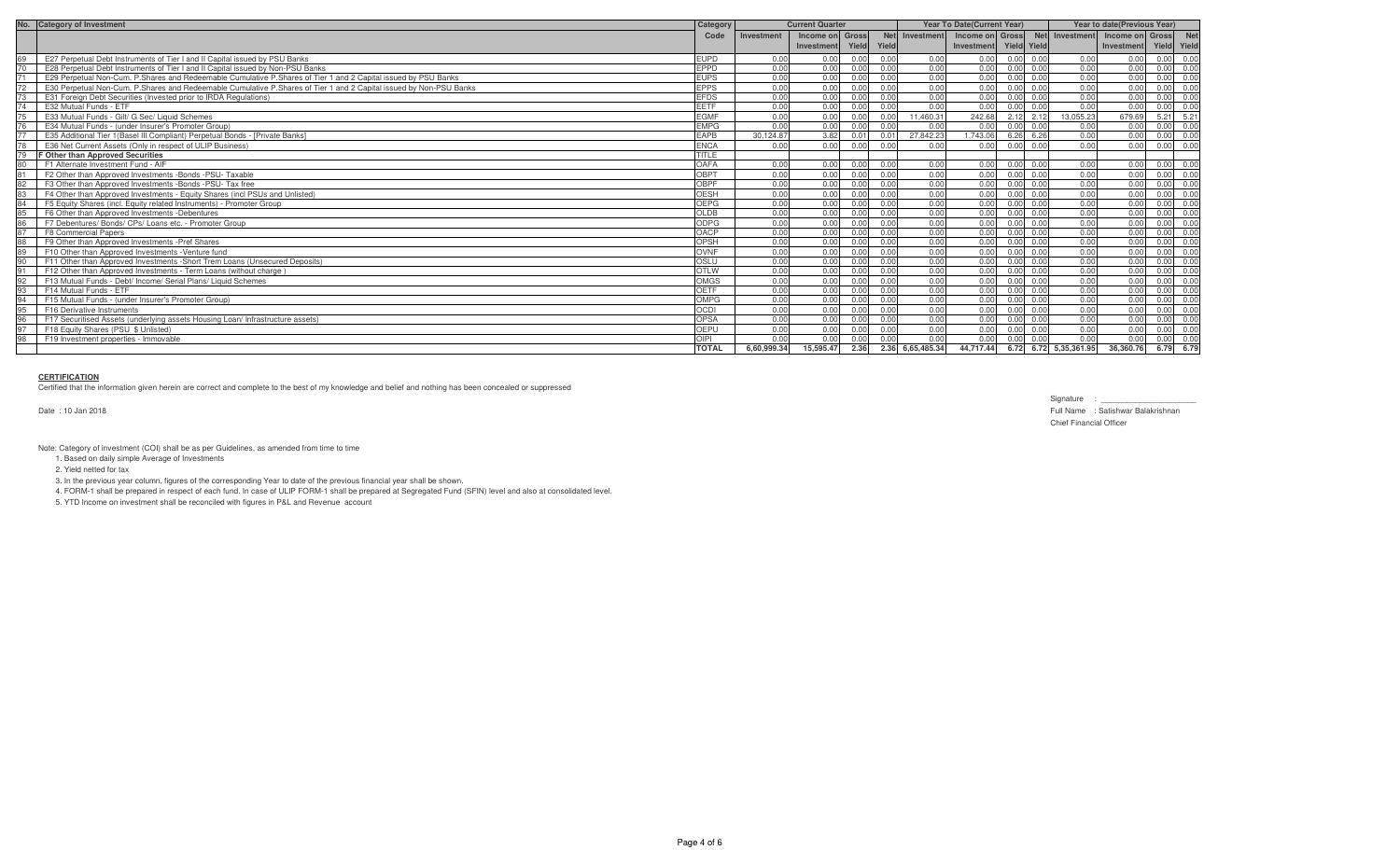| No. | Category of Investment | Category Code | Current Quarter | | | | Year To Date(Current Year) | | | | Year to date(Previous Year) | | | |
|---|---|---|---|---|---|---|---|---|---|---|---|---|---|---|
| | | | Investment | Income on Investment | Gross Yield | Net Yield | Investment | Income on Investment | Gross Yield | Net Yield | Investment | Income on Investment | Gross Yield | Net Yield |
| 69 | E27 Perpetual Debt Instruments of Tier I and II Capital issued by PSU Banks | EUPD | 0.00 | 0.00 | 0.00 | 0.00 | 0.00 | 0.00 | 0.00 | 0.00 | 0.00 | 0.00 | 0.00 | 0.00 |
| 70 | E28 Perpetual Debt Instruments of Tier I and II Capital issued by Non-PSU Banks | EPPD | 0.00 | 0.00 | 0.00 | 0.00 | 0.00 | 0.00 | 0.00 | 0.00 | 0.00 | 0.00 | 0.00 | 0.00 |
| 71 | E29 Perpetual Non-Cum. P.Shares and Redeemable Cumulative P.Shares of Tier 1 and 2 Capital issued by PSU Banks | EUPS | 0.00 | 0.00 | 0.00 | 0.00 | 0.00 | 0.00 | 0.00 | 0.00 | 0.00 | 0.00 | 0.00 | 0.00 |
| 72 | E30 Perpetual Non-Cum. P.Shares and Redeemable Cumulative P.Shares of Tier 1 and 2 Capital issued by Non-PSU Banks | EPPS | 0.00 | 0.00 | 0.00 | 0.00 | 0.00 | 0.00 | 0.00 | 0.00 | 0.00 | 0.00 | 0.00 | 0.00 |
| 73 | E31 Foreign Debt Securities (Invested prior to IRDA Regulations) | EFDS | 0.00 | 0.00 | 0.00 | 0.00 | 0.00 | 0.00 | 0.00 | 0.00 | 0.00 | 0.00 | 0.00 | 0.00 |
| 74 | E32 Mutual Funds - ETF | EETF | 0.00 | 0.00 | 0.00 | 0.00 | 0.00 | 0.00 | 0.00 | 0.00 | 0.00 | 0.00 | 0.00 | 0.00 |
| 75 | E33 Mutual Funds - Gilt/ G Sec/ Liquid Schemes | EGMF | 0.00 | 0.00 | 0.00 | 0.00 | 11,460.31 | 242.68 | 2.12 | 2.12 | 13,055.23 | 679.69 | 5.21 | 5.21 |
| 76 | E34 Mutual Funds - (under Insurer's Promoter Group) | EMPG | 0.00 | 0.00 | 0.00 | 0.00 | 0.00 | 0.00 | 0.00 | 0.00 | 0.00 | 0.00 | 0.00 | 0.00 |
| 77 | E35 Additional Tier 1(Basel III Compliant) Perpetual Bonds - [Private Banks] | EAPB | 30,124.87 | 3.82 | 0.01 | 0.01 | 27,842.23 | 1,743.06 | 6.26 | 6.26 | 0.00 | 0.00 | 0.00 | 0.00 |
| 78 | E36 Net Current Assets (Only in respect of ULIP Business) | ENCA | 0.00 | 0.00 | 0.00 | 0.00 | 0.00 | 0.00 | 0.00 | 0.00 | 0.00 | 0.00 | 0.00 | 0.00 |
| 79 | **F Other than Approved Securities** | TITLE | | | | | | | | | | | | |
| 80 | F1 Alternate Investment Fund - AIF | OAFA | 0.00 | 0.00 | 0.00 | 0.00 | 0.00 | 0.00 | 0.00 | 0.00 | 0.00 | 0.00 | 0.00 | 0.00 |
| 81 | F2 Other than Approved Investments -Bonds -PSU- Taxable | OBPT | 0.00 | 0.00 | 0.00 | 0.00 | 0.00 | 0.00 | 0.00 | 0.00 | 0.00 | 0.00 | 0.00 | 0.00 |
| 82 | F3 Other than Approved Investments -Bonds -PSU- Tax free | OBPF | 0.00 | 0.00 | 0.00 | 0.00 | 0.00 | 0.00 | 0.00 | 0.00 | 0.00 | 0.00 | 0.00 | 0.00 |
| 83 | F4 Other than Approved Investments - Equity Shares (incl PSUs and Unlisted) | OESH | 0.00 | 0.00 | 0.00 | 0.00 | 0.00 | 0.00 | 0.00 | 0.00 | 0.00 | 0.00 | 0.00 | 0.00 |
| 84 | F5 Equity Shares (incl. Equity related Instruments) - Promoter Group | OEPG | 0.00 | 0.00 | 0.00 | 0.00 | 0.00 | 0.00 | 0.00 | 0.00 | 0.00 | 0.00 | 0.00 | 0.00 |
| 85 | F6 Other than Approved Investments -Debentures | OLDB | 0.00 | 0.00 | 0.00 | 0.00 | 0.00 | 0.00 | 0.00 | 0.00 | 0.00 | 0.00 | 0.00 | 0.00 |
| 86 | F7 Debentures/ Bonds/ CPs/ Loans etc. - Promoter Group | ODPG | 0.00 | 0.00 | 0.00 | 0.00 | 0.00 | 0.00 | 0.00 | 0.00 | 0.00 | 0.00 | 0.00 | 0.00 |
| 87 | F8 Commercial Papers | OACP | 0.00 | 0.00 | 0.00 | 0.00 | 0.00 | 0.00 | 0.00 | 0.00 | 0.00 | 0.00 | 0.00 | 0.00 |
| 88 | F9 Other than Approved Investments -Pref Shares | OPSH | 0.00 | 0.00 | 0.00 | 0.00 | 0.00 | 0.00 | 0.00 | 0.00 | 0.00 | 0.00 | 0.00 | 0.00 |
| 89 | F10 Other than Approved Investments -Venture fund | OVNF | 0.00 | 0.00 | 0.00 | 0.00 | 0.00 | 0.00 | 0.00 | 0.00 | 0.00 | 0.00 | 0.00 | 0.00 |
| 90 | F11 Other than Approved Investments -Short Trem Loans (Unsecured Deposits) | OSLU | 0.00 | 0.00 | 0.00 | 0.00 | 0.00 | 0.00 | 0.00 | 0.00 | 0.00 | 0.00 | 0.00 | 0.00 |
| 91 | F12 Other than Approved Investments - Term Loans (without charge ) | OTLW | 0.00 | 0.00 | 0.00 | 0.00 | 0.00 | 0.00 | 0.00 | 0.00 | 0.00 | 0.00 | 0.00 | 0.00 |
| 92 | F13 Mutual Funds - Debt/ Income/ Serial Plans/ Liquid Schemes | OMGS | 0.00 | 0.00 | 0.00 | 0.00 | 0.00 | 0.00 | 0.00 | 0.00 | 0.00 | 0.00 | 0.00 | 0.00 |
| 93 | F14 Mutual Funds - ETF | OETF | 0.00 | 0.00 | 0.00 | 0.00 | 0.00 | 0.00 | 0.00 | 0.00 | 0.00 | 0.00 | 0.00 | 0.00 |
| 94 | F15 Mutual Funds - (under Insurer's Promoter Group) | OMPG | 0.00 | 0.00 | 0.00 | 0.00 | 0.00 | 0.00 | 0.00 | 0.00 | 0.00 | 0.00 | 0.00 | 0.00 |
| 95 | F16 Derivative Instruments | OCDI | 0.00 | 0.00 | 0.00 | 0.00 | 0.00 | 0.00 | 0.00 | 0.00 | 0.00 | 0.00 | 0.00 | 0.00 |
| 96 | F17 Securitised Assets (underlying assets Housing Loan/ Infrastructure assets) | OPSA | 0.00 | 0.00 | 0.00 | 0.00 | 0.00 | 0.00 | 0.00 | 0.00 | 0.00 | 0.00 | 0.00 | 0.00 |
| 97 | F18 Equity Shares (PSU $ Unlisted) | OEPU | 0.00 | 0.00 | 0.00 | 0.00 | 0.00 | 0.00 | 0.00 | 0.00 | 0.00 | 0.00 | 0.00 | 0.00 |
| 98 | F19 Investment properties - Immovable | OIPI | 0.00 | 0.00 | 0.00 | 0.00 | 0.00 | 0.00 | 0.00 | 0.00 | 0.00 | 0.00 | 0.00 | 0.00 |
| | | **TOTAL** | **6,60,999.34** | **15,595.47** | **2.36** | **2.36** | **6,65,485.34** | **44,717.44** | **6.72** | **6.72** | **5,35,361.95** | **36,360.76** | **6.79** | **6.79** |

**CERTIFICATION**

Certified that the information given herein are correct and complete to the best of my knowledge and belief and nothing has been concealed or suppressed

Date : 10 Jan 2018

Signature : ____________________

Full Name : Satishwar Balakrishnan

Chief Financial Officer

Note: Category of investment (COI) shall be as per Guidelines, as amended from time to time

1. Based on daily simple Average of Investments
2. Yield netted for tax
3. In the previous year column, figures of the corresponding Year to date of the previous financial year shall be shown.
4. FORM-1 shall be prepared in respect of each fund. In case of ULIP FORM-1 shall be prepared at Segregated Fund (SFIN) level and also at consolidated level.
5. YTD Income on investment shall be reconciled with figures in P&L and Revenue account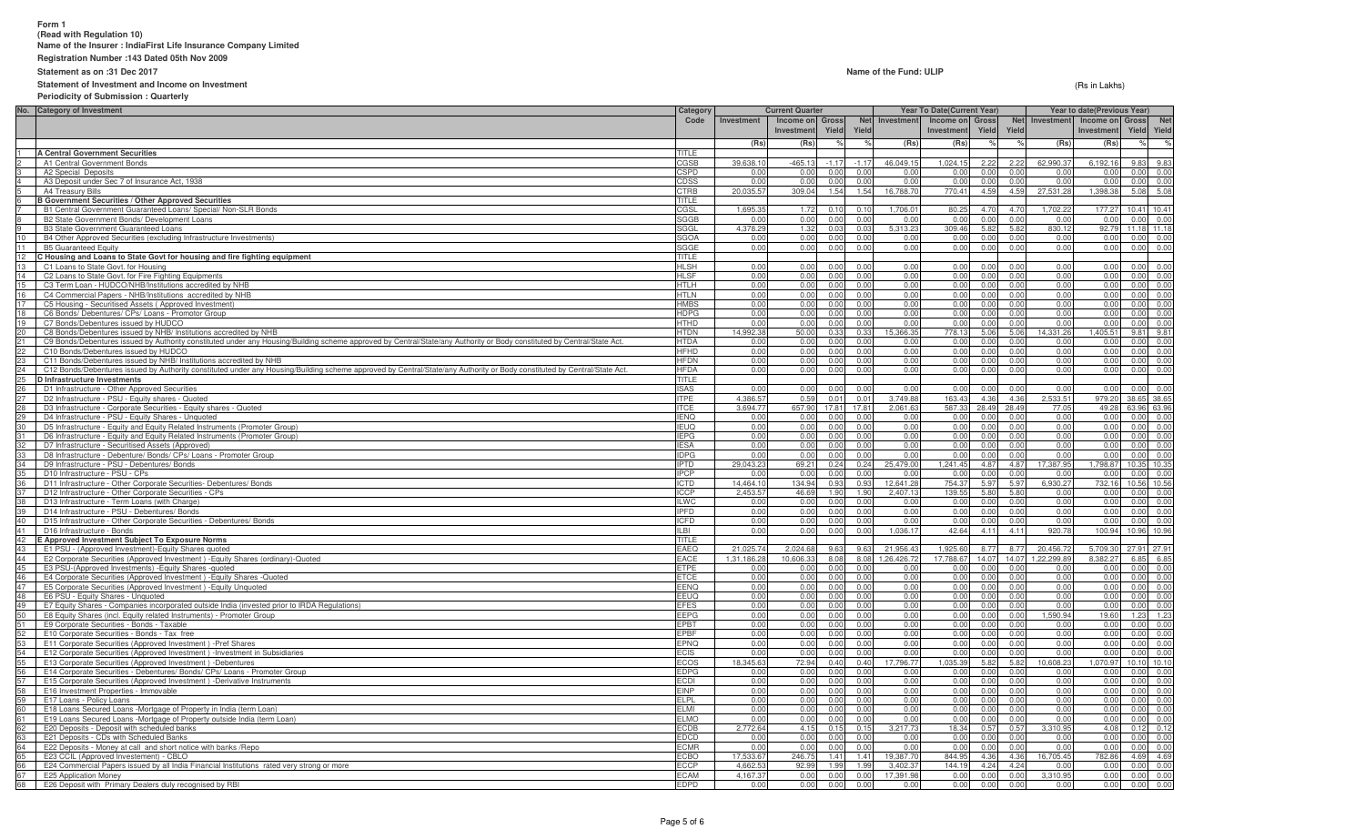**Form 1**
**(Read with Regulation 10)**
**Name of the Insurer : IndiaFirst Life Insurance Company Limited**
**Registration Number :143 Dated 05th Nov 2009**
**Statement as on :31 Dec 2017**
**Statement of Investment and Income on Investment**
**Periodicity of Submission : Quarterly**

**Name of the Fund: ULIP**

(Rs in Lakhs)

| No. | Category of Investment | Category Code | Current Quarter | | | | Year To Date(Current Year) | | | | Year to date(Previous Year) | | | |
|---|---|---|---|---|---|---|---|---|---|---|---|---|---|---|
| | | | Investment | Income on Investment | Gross Yield | Net Yield | Investment | Income on Investment | Gross Yield | Net Yield | Investment | Income on Investment | Gross Yield | Net Yield |
| | | | (Rs) | (Rs) | % | % | (Rs) | (Rs) | % | % | (Rs) | (Rs) | % | % |
| 1 | **A Central Government Securities** | TITLE | | | | | | | | | | | | |
| 2 | A1 Central Government Bonds | CGSB | 39,638.10 | -465.13 | -1.17 | -1.17 | 46,049.15 | 1,024.15 | 2.22 | 2.22 | 62,990.37 | 6,192.16 | 9.83 | 9.83 |
| 3 | A2 Special Deposits | CSPD | 0.00 | 0.00 | 0.00 | 0.00 | 0.00 | 0.00 | 0.00 | 0.00 | 0.00 | 0.00 | 0.00 | 0.00 |
| 4 | A3 Deposit under Sec 7 of Insurance Act, 1938 | CDSS | 0.00 | 0.00 | 0.00 | 0.00 | 0.00 | 0.00 | 0.00 | 0.00 | 0.00 | 0.00 | 0.00 | 0.00 |
| 5 | A4 Treasury Bills | CTRB | 20,035.57 | 309.04 | 1.54 | 1.54 | 16,788.70 | 770.41 | 4.59 | 4.59 | 27,531.28 | 1,398.36 | 5.08 | 5.08 |
| 6 | **B Government Securities / Other Approved Securities** | TITLE | | | | | | | | | | | | |
| 7 | B1 Central Government Guaranteed Loans/ Special/ Non-SLR Bonds | CGSL | 1,695.35 | 1.72 | 0.10 | 0.10 | 1,706.01 | 80.25 | 4.70 | 4.70 | 1,702.22 | 177.27 | 10.41 | 10.41 |
| 8 | B2 State Government Bonds/ Development Loans | SGGB | 0.00 | 0.00 | 0.00 | 0.00 | 0.00 | 0.00 | 0.00 | 0.00 | 0.00 | 0.00 | 0.00 | 0.00 |
| 9 | B3 State Government Guaranteed Loans | SGGL | 4,378.29 | 1.32 | 0.03 | 0.03 | 5,313.23 | 309.46 | 5.82 | 5.82 | 830.12 | 92.79 | 11.18 | 11.18 |
| 10 | B4 Other Approved Securities (excluding Infrastructure Investments) | SGOA | 0.00 | 0.00 | 0.00 | 0.00 | 0.00 | 0.00 | 0.00 | 0.00 | 0.00 | 0.00 | 0.00 | 0.00 |
| 11 | B5 Guaranteed Equity | SGGE | 0.00 | 0.00 | 0.00 | 0.00 | 0.00 | 0.00 | 0.00 | 0.00 | 0.00 | 0.00 | 0.00 | 0.00 |
| 12 | **C Housing and Loans to State Govt for housing and fire fighting equipment** | TITLE | | | | | | | | | | | | |
| 13 | C1 Loans to State Govt. for Housing | HLSH | 0.00 | 0.00 | 0.00 | 0.00 | 0.00 | 0.00 | 0.00 | 0.00 | 0.00 | 0.00 | 0.00 | 0.00 |
| 14 | C2 Loans to State Govt. for Fire Fighting Equipments | HLSF | 0.00 | 0.00 | 0.00 | 0.00 | 0.00 | 0.00 | 0.00 | 0.00 | 0.00 | 0.00 | 0.00 | 0.00 |
| 15 | C3 Term Loan - HUDCO/NHB/Institutions accredited by NHB | HTLH | 0.00 | 0.00 | 0.00 | 0.00 | 0.00 | 0.00 | 0.00 | 0.00 | 0.00 | 0.00 | 0.00 | 0.00 |
| 16 | C4 Commercial Papers - NHB/Institutions accredited by NHB | HTLN | 0.00 | 0.00 | 0.00 | 0.00 | 0.00 | 0.00 | 0.00 | 0.00 | 0.00 | 0.00 | 0.00 | 0.00 |
| 17 | C5 Housing - Securitised Assets ( Approved Investment) | HMBS | 0.00 | 0.00 | 0.00 | 0.00 | 0.00 | 0.00 | 0.00 | 0.00 | 0.00 | 0.00 | 0.00 | 0.00 |
| 18 | C6 Bonds/ Debentures/ CPs/ Loans - Promotor Group | HDPG | 0.00 | 0.00 | 0.00 | 0.00 | 0.00 | 0.00 | 0.00 | 0.00 | 0.00 | 0.00 | 0.00 | 0.00 |
| 19 | C7 Bonds/Debentures issued by HUDCO | HTHD | 0.00 | 0.00 | 0.00 | 0.00 | 0.00 | 0.00 | 0.00 | 0.00 | 0.00 | 0.00 | 0.00 | 0.00 |
| 20 | C8 Bonds/Debentures issued by NHB/ Institutions accredited by NHB | HTDN | 14,992.38 | 50.00 | 0.33 | 0.33 | 15,366.35 | 778.13 | 5.06 | 5.06 | 14,331.26 | 1,405.51 | 9.81 | 9.81 |
| 21 | C9 Bonds/Debentures issued by Authority constituted under any Housing/Building scheme approved by Central/State/any Authority or Body constituted by Central/State Act. | HTDA | 0.00 | 0.00 | 0.00 | 0.00 | 0.00 | 0.00 | 0.00 | 0.00 | 0.00 | 0.00 | 0.00 | 0.00 |
| 22 | C10 Bonds/Debentures issued by HUDCO | HFHD | 0.00 | 0.00 | 0.00 | 0.00 | 0.00 | 0.00 | 0.00 | 0.00 | 0.00 | 0.00 | 0.00 | 0.00 |
| 23 | C11 Bonds/Debentures issued by NHB/ Institutions accredited by NHB | HFDN | 0.00 | 0.00 | 0.00 | 0.00 | 0.00 | 0.00 | 0.00 | 0.00 | 0.00 | 0.00 | 0.00 | 0.00 |
| 24 | C12 Bonds/Debentures issued by Authority constituted under any Housing/Building scheme approved by Central/State/any Authority or Body constituted by Central/State Act. | HFDA | 0.00 | 0.00 | 0.00 | 0.00 | 0.00 | 0.00 | 0.00 | 0.00 | 0.00 | 0.00 | 0.00 | 0.00 |
| 25 | **D Infrastructure Investments** | TITLE | | | | | | | | | | | | |
| 26 | D1 Infrastructure - Other Approved Securities | ISAS | 0.00 | 0.00 | 0.00 | 0.00 | 0.00 | 0.00 | 0.00 | 0.00 | 0.00 | 0.00 | 0.00 | 0.00 |
| 27 | D2 Infrastructure - PSU - Equity shares - Quoted | ITPE | 4,386.57 | 0.59 | 0.01 | 0.01 | 3,749.88 | 163.43 | 4.36 | 4.36 | 2,533.51 | 979.20 | 38.65 | 38.65 |
| 28 | D3 Infrastructure - Corporate Securities - Equity shares - Quoted | ITCE | 3,694.77 | 657.90 | 17.81 | 17.81 | 2,061.63 | 587.33 | 28.49 | 28.49 | 77.05 | 49.26 | 63.96 | 63.96 |
| 29 | D4 Infrastructure - PSU - Equity Shares - Unquoted | IENQ | 0.00 | 0.00 | 0.00 | 0.00 | 0.00 | 0.00 | 0.00 | 0.00 | 0.00 | 0.00 | 0.00 | 0.00 |
| 30 | D5 Infrastructure - Equity and Equity Related Instruments (Promoter Group) | IEUQ | 0.00 | 0.00 | 0.00 | 0.00 | 0.00 | 0.00 | 0.00 | 0.00 | 0.00 | 0.00 | 0.00 | 0.00 |
| 31 | D6 Infrastructure - Equity and Equity Related Instruments (Promoter Group) | IEPG | 0.00 | 0.00 | 0.00 | 0.00 | 0.00 | 0.00 | 0.00 | 0.00 | 0.00 | 0.00 | 0.00 | 0.00 |
| 32 | D7 Infrastructure - Securitised Assets (Approved) | IESA | 0.00 | 0.00 | 0.00 | 0.00 | 0.00 | 0.00 | 0.00 | 0.00 | 0.00 | 0.00 | 0.00 | 0.00 |
| 33 | D8 Infrastructure - Debenture/ Bonds/ CPs/ Loans - Promoter Group | IDPG | 0.00 | 0.00 | 0.00 | 0.00 | 0.00 | 0.00 | 0.00 | 0.00 | 0.00 | 0.00 | 0.00 | 0.00 |
| 34 | D9 Infrastructure - PSU - Debentures/ Bonds | IPTD | 29,043.23 | 69.21 | 0.24 | 0.24 | 25,479.00 | 1,241.45 | 4.87 | 4.87 | 17,387.95 | 1,798.87 | 10.35 | 10.35 |
| 35 | D10 Infrastructure - PSU - CPs | IPCP | 0.00 | 0.00 | 0.00 | 0.00 | 0.00 | 0.00 | 0.00 | 0.00 | 0.00 | 0.00 | 0.00 | 0.00 |
| 36 | D11 Infrastructure - Other Corporate Securities- Debentures/ Bonds | ICTD | 14,464.10 | 134.94 | 0.93 | 0.93 | 12,641.28 | 754.37 | 5.97 | 5.97 | 6,930.27 | 732.16 | 10.56 | 10.56 |
| 37 | D12 Infrastructure - Other Corporate Securities - CPs | ICCP | 2,453.57 | 46.69 | 1.90 | 1.90 | 2,407.13 | 139.55 | 5.80 | 5.80 | 0.00 | 0.00 | 0.00 | 0.00 |
| 38 | D13 Infrastructure - Term Loans (with Charge) | ILWC | 0.00 | 0.00 | 0.00 | 0.00 | 0.00 | 0.00 | 0.00 | 0.00 | 0.00 | 0.00 | 0.00 | 0.00 |
| 39 | D14 Infrastructure - PSU - Debentures/ Bonds | IPFD | 0.00 | 0.00 | 0.00 | 0.00 | 0.00 | 0.00 | 0.00 | 0.00 | 0.00 | 0.00 | 0.00 | 0.00 |
| 40 | D15 Infrastructure - Other Corporate Securities - Debentures/ Bonds | ICFD | 0.00 | 0.00 | 0.00 | 0.00 | 0.00 | 0.00 | 0.00 | 0.00 | 0.00 | 0.00 | 0.00 | 0.00 |
| 41 | D16 Infrastructure - Bonds | ILBI | 0.00 | 0.00 | 0.00 | 0.00 | 1,036.17 | 42.64 | 4.11 | 4.11 | 920.78 | 100.94 | 10.96 | 10.96 |
| 42 | **E Approved Investment Subject To Exposure Norms** | TITLE | | | | | | | | | | | | |
| 43 | E1 PSU - (Approved Investment)-Equity Shares quoted | EAEQ | 21,025.74 | 2,024.68 | 9.63 | 9.63 | 21,956.43 | 1,925.60 | 8.77 | 8.77 | 20,456.72 | 5,709.30 | 27.91 | 27.91 |
| 44 | E2 Corporate Securities (Approved Investment ) -Equity Shares (ordinary)-Quoted | EACE | 1,31,186.28 | 10,606.33 | 8.08 | 8.08 | 1,26,426.72 | 17,788.67 | 14.07 | 14.07 | 1,22,299.89 | 8,382.27 | 6.85 | 6.85 |
| 45 | E3 PSU-(Approved Investments) -Equity Shares -quoted | ETPE | 0.00 | 0.00 | 0.00 | 0.00 | 0.00 | 0.00 | 0.00 | 0.00 | 0.00 | 0.00 | 0.00 | 0.00 |
| 46 | E4 Corporate Securities (Approved Investment ) -Equity Shares -Quoted | ETCE | 0.00 | 0.00 | 0.00 | 0.00 | 0.00 | 0.00 | 0.00 | 0.00 | 0.00 | 0.00 | 0.00 | 0.00 |
| 47 | E5 Corporate Securities (Approved Investment ) -Equity Unquoted | EENQ | 0.00 | 0.00 | 0.00 | 0.00 | 0.00 | 0.00 | 0.00 | 0.00 | 0.00 | 0.00 | 0.00 | 0.00 |
| 48 | E6 PSU - Equity Shares - Unquoted | EEUQ | 0.00 | 0.00 | 0.00 | 0.00 | 0.00 | 0.00 | 0.00 | 0.00 | 0.00 | 0.00 | 0.00 | 0.00 |
| 49 | E7 Equity Shares - Companies incorporated outside India (invested prior to IRDA Regulations) | EFES | 0.00 | 0.00 | 0.00 | 0.00 | 0.00 | 0.00 | 0.00 | 0.00 | 0.00 | 0.00 | 0.00 | 0.00 |
| 50 | E8 Equity Shares (incl. Equity related Instruments) - Promoter Group | EEPG | 0.00 | 0.00 | 0.00 | 0.00 | 0.00 | 0.00 | 0.00 | 0.00 | 1,590.94 | 19.60 | 1.23 | 1.23 |
| 51 | E9 Corporate Securities - Bonds - Taxable | EPBT | 0.00 | 0.00 | 0.00 | 0.00 | 0.00 | 0.00 | 0.00 | 0.00 | 0.00 | 0.00 | 0.00 | 0.00 |
| 52 | E10 Corporate Securities - Bonds - Tax free | EPBF | 0.00 | 0.00 | 0.00 | 0.00 | 0.00 | 0.00 | 0.00 | 0.00 | 0.00 | 0.00 | 0.00 | 0.00 |
| 53 | E11 Corporate Securities (Approved Investment ) -Pref Shares | EPNQ | 0.00 | 0.00 | 0.00 | 0.00 | 0.00 | 0.00 | 0.00 | 0.00 | 0.00 | 0.00 | 0.00 | 0.00 |
| 54 | E12 Corporate Securities (Approved Investment ) -Investment in Subsidiaries | ECIS | 0.00 | 0.00 | 0.00 | 0.00 | 0.00 | 0.00 | 0.00 | 0.00 | 0.00 | 0.00 | 0.00 | 0.00 |
| 55 | E13 Corporate Securities (Approved Investment ) -Debentures | ECOS | 18,345.63 | 72.94 | 0.40 | 0.40 | 17,796.77 | 1,035.39 | 5.82 | 5.82 | 10,608.23 | 1,070.97 | 10.10 | 10.10 |
| 56 | E14 Corporate Securities - Debentures/ Bonds/ CPs/ Loans - Promoter Group | EDPG | 0.00 | 0.00 | 0.00 | 0.00 | 0.00 | 0.00 | 0.00 | 0.00 | 0.00 | 0.00 | 0.00 | 0.00 |
| 57 | E15 Corporate Securities (Approved Investment ) -Derivative Instruments | ECDI | 0.00 | 0.00 | 0.00 | 0.00 | 0.00 | 0.00 | 0.00 | 0.00 | 0.00 | 0.00 | 0.00 | 0.00 |
| 58 | E16 Investment Properties - Immovable | EINP | 0.00 | 0.00 | 0.00 | 0.00 | 0.00 | 0.00 | 0.00 | 0.00 | 0.00 | 0.00 | 0.00 | 0.00 |
| 59 | E17 Loans - Policy Loans | ELPL | 0.00 | 0.00 | 0.00 | 0.00 | 0.00 | 0.00 | 0.00 | 0.00 | 0.00 | 0.00 | 0.00 | 0.00 |
| 60 | E18 Loans Secured Loans -Mortgage of Property in India (term Loan) | ELMI | 0.00 | 0.00 | 0.00 | 0.00 | 0.00 | 0.00 | 0.00 | 0.00 | 0.00 | 0.00 | 0.00 | 0.00 |
| 61 | E19 Loans Secured Loans -Mortgage of Property outside India (term Loan) | ELMO | 0.00 | 0.00 | 0.00 | 0.00 | 0.00 | 0.00 | 0.00 | 0.00 | 0.00 | 0.00 | 0.00 | 0.00 |
| 62 | E20 Deposits - Deposit with scheduled banks | ECDB | 2,772.64 | 4.15 | 0.15 | 0.15 | 3,217.73 | 18.34 | 0.57 | 0.57 | 3,310.95 | 4.08 | 0.12 | 0.12 |
| 63 | E21 Deposits - CDs with Scheduled Banks | EDCD | 0.00 | 0.00 | 0.00 | 0.00 | 0.00 | 0.00 | 0.00 | 0.00 | 0.00 | 0.00 | 0.00 | 0.00 |
| 64 | E22 Deposits - Money at call and short notice with banks /Repo | ECMR | 0.00 | 0.00 | 0.00 | 0.00 | 0.00 | 0.00 | 0.00 | 0.00 | 0.00 | 0.00 | 0.00 | 0.00 |
| 65 | E23 CCIL (Approved Investement) - CBLO | ECBO | 17,533.67 | 246.75 | 1.41 | 1.41 | 19,387.70 | 844.95 | 4.36 | 4.36 | 16,705.45 | 782.86 | 4.69 | 4.69 |
| 66 | E24 Commercial Papers issued by all India Financial Institutions rated very strong or more | ECCP | 4,662.53 | 92.99 | 1.99 | 1.99 | 3,402.37 | 144.19 | 4.24 | 4.24 | 0.00 | 0.00 | 0.00 | 0.00 |
| 67 | E25 Application Money | ECAM | 4,167.37 | 0.00 | 0.00 | 0.00 | 17,391.98 | 0.00 | 0.00 | 0.00 | 3,310.95 | 0.00 | 0.00 | 0.00 |
| 68 | E26 Deposit with Primary Dealers duly recognised by RBI | EDPD | 0.00 | 0.00 | 0.00 | 0.00 | 0.00 | 0.00 | 0.00 | 0.00 | 0.00 | 0.00 | 0.00 | 0.00 |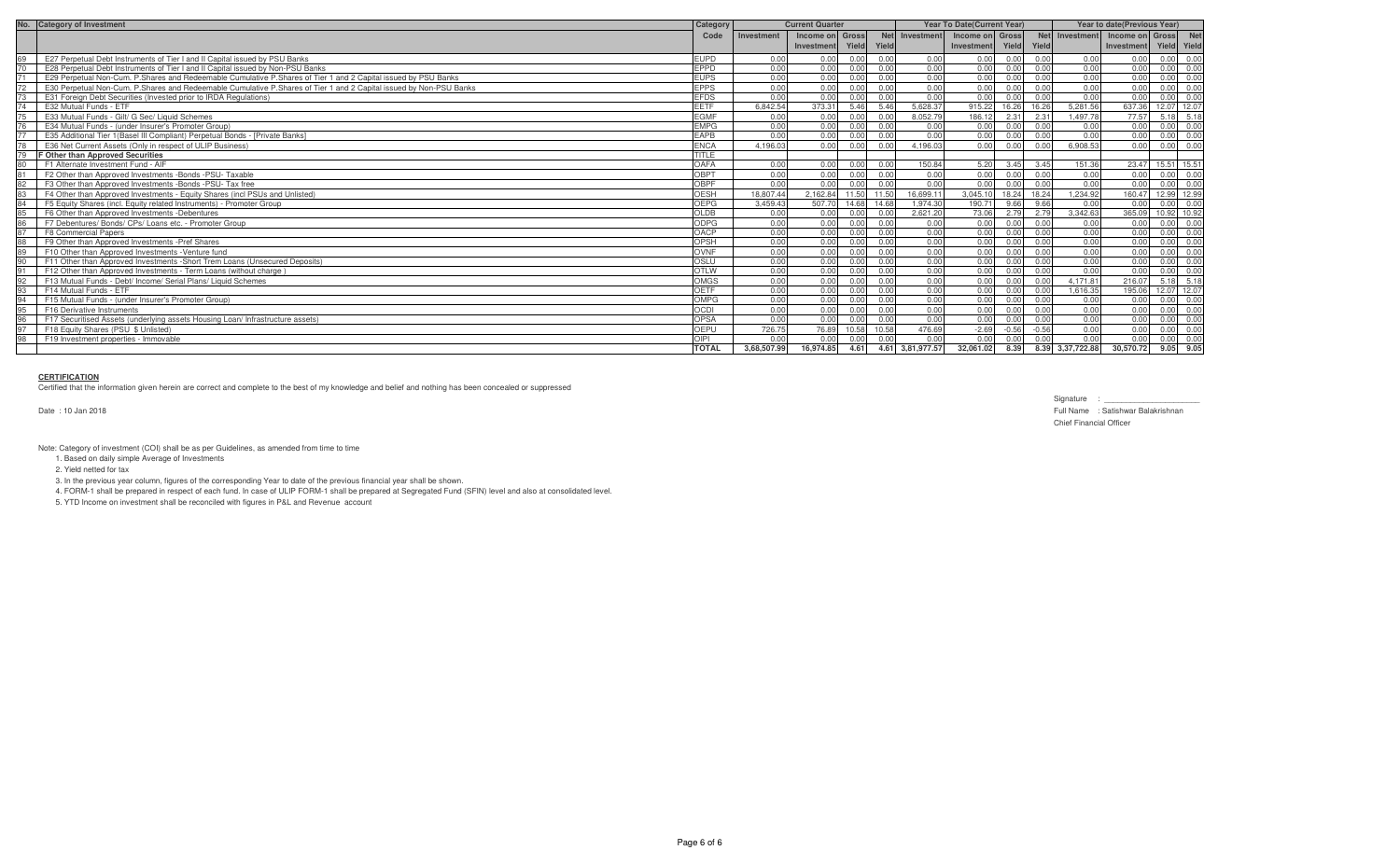| No. | Category of Investment | Category Code | Current Quarter | | | | Year To Date(Current Year) | | | | Year to date(Previous Year) | | | |
|---|---|---|---|---|---|---|---|---|---|---|---|---|---|---|
| | | | Investment | Income on Investment | Gross Yield | Net Yield | Investment | Income on Investment | Gross Yield | Net Yield | Investment | Income on Investment | Gross Yield | Net Yield |
| 69 | E27 Perpetual Debt Instruments of Tier I and II Capital issued by PSU Banks | EUPD | 0.00 | 0.00 | 0.00 | 0.00 | 0.00 | 0.00 | 0.00 | 0.00 | 0.00 | 0.00 | 0.00 | 0.00 |
| 70 | E28 Perpetual Debt Instruments of Tier I and II Capital issued by Non-PSU Banks | EPPD | 0.00 | 0.00 | 0.00 | 0.00 | 0.00 | 0.00 | 0.00 | 0.00 | 0.00 | 0.00 | 0.00 | 0.00 |
| 71 | E29 Perpetual Non-Cum. P.Shares and Redeemable Cumulative P.Shares of Tier 1 and 2 Capital issued by PSU Banks | EUPS | 0.00 | 0.00 | 0.00 | 0.00 | 0.00 | 0.00 | 0.00 | 0.00 | 0.00 | 0.00 | 0.00 | 0.00 |
| 72 | E30 Perpetual Non-Cum. P.Shares and Redeemable Cumulative P.Shares of Tier 1 and 2 Capital issued by Non-PSU Banks | EPPS | 0.00 | 0.00 | 0.00 | 0.00 | 0.00 | 0.00 | 0.00 | 0.00 | 0.00 | 0.00 | 0.00 | 0.00 |
| 73 | E31 Foreign Debt Securities (Invested prior to IRDA Regulations) | EFDS | 0.00 | 0.00 | 0.00 | 0.00 | 0.00 | 0.00 | 0.00 | 0.00 | 0.00 | 0.00 | 0.00 | 0.00 |
| 74 | E32 Mutual Funds - ETF | EETF | 6,842.54 | 373.31 | 5.46 | 5.46 | 5,628.37 | 915.22 | 16.26 | 16.26 | 5,281.56 | 637.36 | 12.07 | 12.07 |
| 75 | E33 Mutual Funds - Gilt/ G Sec/ Liquid Schemes | EGMF | 0.00 | 0.00 | 0.00 | 0.00 | 8,052.79 | 186.12 | 2.31 | 2.31 | 1,497.78 | 77.57 | 5.18 | 5.18 |
| 76 | E34 Mutual Funds - (under Insurer's Promoter Group) | EMPG | 0.00 | 0.00 | 0.00 | 0.00 | 0.00 | 0.00 | 0.00 | 0.00 | 0.00 | 0.00 | 0.00 | 0.00 |
| 77 | E35 Additional Tier 1(Basel III Compliant) Perpetual Bonds - [Private Banks] | EAPB | 0.00 | 0.00 | 0.00 | 0.00 | 0.00 | 0.00 | 0.00 | 0.00 | 0.00 | 0.00 | 0.00 | 0.00 |
| 78 | E36 Net Current Assets (Only in respect of ULIP Business) | ENCA | 4,196.03 | 0.00 | 0.00 | 0.00 | 4,196.03 | 0.00 | 0.00 | 0.00 | 6,908.53 | 0.00 | 0.00 | 0.00 |
| 79 | **F Other than Approved Securities** | TITLE | | | | | | | | | | | | |
| 80 | F1 Alternate Investment Fund - AIF | OAFA | 0.00 | 0.00 | 0.00 | 0.00 | 150.84 | 5.20 | 3.45 | 3.45 | 151.36 | 23.47 | 15.51 | 15.51 |
| 81 | F2 Other than Approved Investments -Bonds -PSU- Taxable | OBPT | 0.00 | 0.00 | 0.00 | 0.00 | 0.00 | 0.00 | 0.00 | 0.00 | 0.00 | 0.00 | 0.00 | 0.00 |
| 82 | F3 Other than Approved Investments -Bonds -PSU- Tax free | OBPF | 0.00 | 0.00 | 0.00 | 0.00 | 0.00 | 0.00 | 0.00 | 0.00 | 0.00 | 0.00 | 0.00 | 0.00 |
| 83 | F4 Other than Approved Investments - Equity Shares (incl PSUs and Unlisted) | OESH | 18,807.44 | 2,162.84 | 11.50 | 11.50 | 16,699.11 | 3,045.10 | 18.24 | 18.24 | 1,234.92 | 160.47 | 12.99 | 12.99 |
| 84 | F5 Equity Shares (incl. Equity related Instruments) - Promoter Group | OEPG | 3,459.43 | 507.70 | 14.68 | 14.68 | 1,974.30 | 190.71 | 9.66 | 9.66 | 0.00 | 0.00 | 0.00 | 0.00 |
| 85 | F6 Other than Approved Investments -Debentures | OLDB | 0.00 | 0.00 | 0.00 | 0.00 | 2,621.20 | 73.06 | 2.79 | 2.79 | 3,342.63 | 365.09 | 10.92 | 10.92 |
| 86 | F7 Debentures/ Bonds/ CPs/ Loans etc. - Promoter Group | ODPG | 0.00 | 0.00 | 0.00 | 0.00 | 0.00 | 0.00 | 0.00 | 0.00 | 0.00 | 0.00 | 0.00 | 0.00 |
| 87 | F8 Commercial Papers | OACP | 0.00 | 0.00 | 0.00 | 0.00 | 0.00 | 0.00 | 0.00 | 0.00 | 0.00 | 0.00 | 0.00 | 0.00 |
| 88 | F9 Other than Approved Investments -Pref Shares | OPSH | 0.00 | 0.00 | 0.00 | 0.00 | 0.00 | 0.00 | 0.00 | 0.00 | 0.00 | 0.00 | 0.00 | 0.00 |
| 89 | F10 Other than Approved Investments -Venture fund | OVNF | 0.00 | 0.00 | 0.00 | 0.00 | 0.00 | 0.00 | 0.00 | 0.00 | 0.00 | 0.00 | 0.00 | 0.00 |
| 90 | F11 Other than Approved Investments -Short Trem Loans (Unsecured Deposits) | OSLU | 0.00 | 0.00 | 0.00 | 0.00 | 0.00 | 0.00 | 0.00 | 0.00 | 0.00 | 0.00 | 0.00 | 0.00 |
| 91 | F12 Other than Approved Investments - Term Loans (without charge ) | OTLW | 0.00 | 0.00 | 0.00 | 0.00 | 0.00 | 0.00 | 0.00 | 0.00 | 0.00 | 0.00 | 0.00 | 0.00 |
| 92 | F13 Mutual Funds - Debt/ Income/ Serial Plans/ Liquid Schemes | OMGS | 0.00 | 0.00 | 0.00 | 0.00 | 0.00 | 0.00 | 0.00 | 0.00 | 4,171.81 | 216.07 | 5.18 | 5.18 |
| 93 | F14 Mutual Funds - ETF | OETF | 0.00 | 0.00 | 0.00 | 0.00 | 0.00 | 0.00 | 0.00 | 0.00 | 1,616.35 | 195.06 | 12.07 | 12.07 |
| 94 | F15 Mutual Funds - (under Insurer's Promoter Group) | OMPG | 0.00 | 0.00 | 0.00 | 0.00 | 0.00 | 0.00 | 0.00 | 0.00 | 0.00 | 0.00 | 0.00 | 0.00 |
| 95 | F16 Derivative Instruments | OCDI | 0.00 | 0.00 | 0.00 | 0.00 | 0.00 | 0.00 | 0.00 | 0.00 | 0.00 | 0.00 | 0.00 | 0.00 |
| 96 | F17 Securitised Assets (underlying assets Housing Loan/ Infrastructure assets) | OPSA | 0.00 | 0.00 | 0.00 | 0.00 | 0.00 | 0.00 | 0.00 | 0.00 | 0.00 | 0.00 | 0.00 | 0.00 |
| 97 | F18 Equity Shares (PSU $ Unlisted) | OEPU | 726.75 | 76.89 | 10.58 | 10.58 | 476.69 | -2.69 | -0.56 | -0.56 | 0.00 | 0.00 | 0.00 | 0.00 |
| 98 | F19 Investment properties - Immovable | OIPI | 0.00 | 0.00 | 0.00 | 0.00 | 0.00 | 0.00 | 0.00 | 0.00 | 0.00 | 0.00 | 0.00 | 0.00 |
| | | **TOTAL** | **3,68,507.99** | **16,974.85** | **4.61** | **4.61** | **3,81,977.57** | **32,061.02** | **8.39** | **8.39** | **3,37,722.88** | **30,570.72** | **9.05** | **9.05** |

**CERTIFICATION**

Certified that the information given herein are correct and complete to the best of my knowledge and belief and nothing has been concealed or suppressed

Date : 10 Jan 2018

Signature : ____________________

Full Name : Satishwar Balakrishnan

Chief Financial Officer

Note: Category of investment (COI) shall be as per Guidelines, as amended from time to time

1. Based on daily simple Average of Investments
2. Yield netted for tax
3. In the previous year column, figures of the corresponding Year to date of the previous financial year shall be shown.
4. FORM-1 shall be prepared in respect of each fund. In case of ULIP FORM-1 shall be prepared at Segregated Fund (SFIN) level and also at consolidated level.
5. YTD Income on investment shall be reconciled with figures in P&L and Revenue account